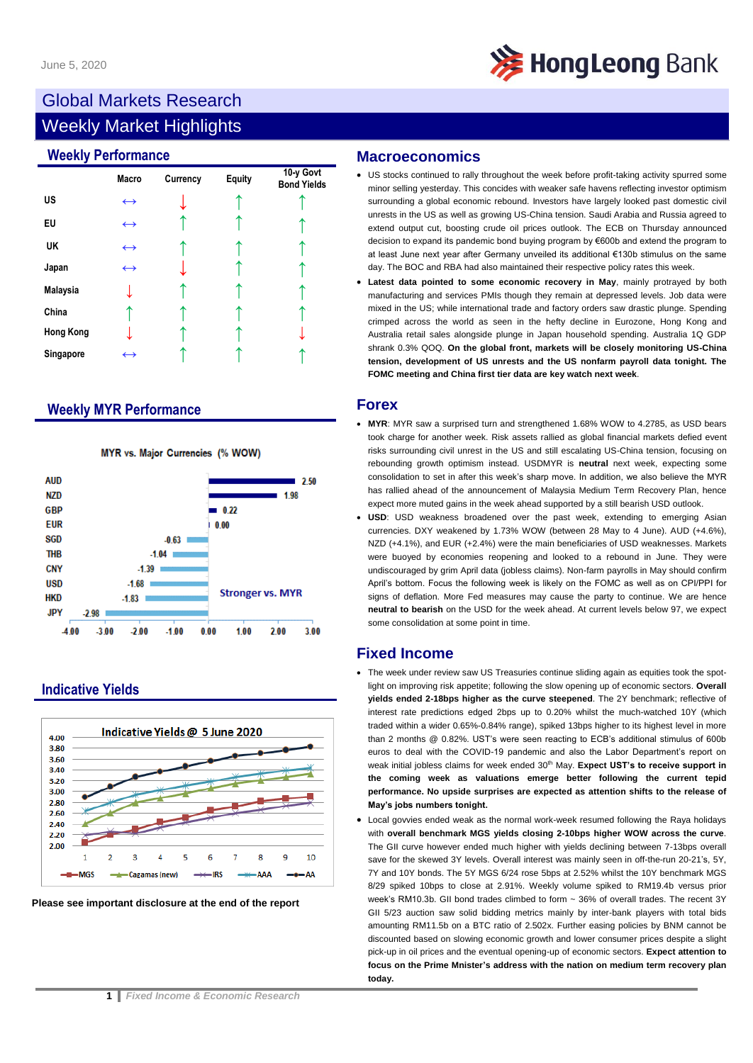June 5, 2020

# Global Markets Research

# Weekly Market Highlights

## Weekly Performance

| | Macro | Currency | Equity | 10-y Govt Bond Yields |
|---|---|---|---|---|
| US | ↔ | ↓ | ↑ | ↑ |
| EU | ↔ | ↑ | ↑ | ↑ |
| UK | ↔ | ↑ | ↑ | ↑ |
| Japan | ↔ | ↓ | ↑ | ↑ |
| Malaysia | ↓ | ↑ | ↑ | ↑ |
| China | ↑ | ↑ | ↑ | ↑ |
| Hong Kong | ↓ | ↑ | ↑ | ↓ |
| Singapore | ↔ | ↑ | ↑ | ↑ |

## Weekly MYR Performance

MYR vs. Major Currencies (% WOW)

| Currency | % WOW |
|---|---|
| AUD | 2.50 |
| NZD | 1.98 |
| GBP | 0.22 |
| EUR | 0.00 |
| SGD | -0.63 |
| THB | -1.04 |
| CNY | -1.39 |
| USD | -1.68 |
| HKD | -1.83 |
| JPY | -2.98 |

Stronger vs. MYR

## Indicative Yields

Indicative Yields @ 5 June 2020

Series: MGS, Cagamas (new), IRS, AAA, AA (tenors 1–10 years)

**Please see important disclosure at the end of the report**

## Macroeconomics

- US stocks continued to rally throughout the week before profit-taking activity spurred some minor selling yesterday. This concides with weaker safe havens reflecting investor optimism surrounding a global economic rebound. Investors have largely looked past domestic civil unrests in the US as well as growing US-China tension. Saudi Arabia and Russia agreed to extend output cut, boosting crude oil prices outlook. The ECB on Thursday announced decision to expand its pandemic bond buying program by €600b and extend the program to at least June next year after Germany unveiled its additional €130b stimulus on the same day. The BOC and RBA had also maintained their respective policy rates this week.
- **Latest data pointed to some economic recovery in May**, mainly protrayed by both manufacturing and services PMIs though they remain at depressed levels. Job data were mixed in the US; while international trade and factory orders saw drastic plunge. Spending crimped across the world as seen in the hefty decline in Eurozone, Hong Kong and Australia retail sales alongside plunge in Japan household spending. Australia 1Q GDP shrank 0.3% QOQ. **On the global front, markets will be closely monitoring US-China tension, development of US unrests and the US nonfarm payroll data tonight. The FOMC meeting and China first tier data are key watch next week**.

## Forex

- **MYR**: MYR saw a surprised turn and strengthened 1.68% WOW to 4.2785, as USD bears took charge for another week. Risk assets rallied as global financial markets defied event risks surrounding civil unrest in the US and still escalating US-China tension, focusing on rebounding growth optimism instead. USDMYR is **neutral** next week, expecting some consolidation to set in after this week's sharp move. In addition, we also believe the MYR has rallied ahead of the announcement of Malaysia Medium Term Recovery Plan, hence expect more muted gains in the week ahead supported by a still bearish USD outlook.
- **USD**: USD weakness broadened over the past week, extending to emerging Asian currencies. DXY weakened by 1.73% WOW (between 28 May to 4 June). AUD (+4.6%), NZD (+4.1%), and EUR (+2.4%) were the main beneficiaries of USD weaknesses. Markets were buoyed by economies reopening and looked to a rebound in June. They were undiscouraged by grim April data (jobless claims). Non-farm payrolls in May should confirm April's bottom. Focus the following week is likely on the FOMC as well as on CPI/PPI for signs of deflation. More Fed measures may cause the party to continue. We are hence **neutral to bearish** on the USD for the week ahead. At current levels below 97, we expect some consolidation at some point in time.

## Fixed Income

- The week under review saw US Treasuries continue sliding again as equities took the spot-light on improving risk appetite; following the slow opening up of economic sectors. **Overall yields ended 2-18bps higher as the curve steepened**. The 2Y benchmark; reflective of interest rate predictions edged 2bps up to 0.20% whilst the much-watched 10Y (which traded within a wider 0.65%-0.84% range), spiked 13bps higher to its highest level in more than 2 months @ 0.82%. UST's were seen reacting to ECB's additional stimulus of 600b euros to deal with the COVID-19 pandemic and also the Labor Department's report on weak initial jobless claims for week ended 30th May. **Expect UST's to receive support in the coming week as valuations emerge better following the current tepid performance. No upside surprises are expected as attention shifts to the release of May's jobs numbers tonight.**
- Local govvies ended weak as the normal work-week resumed following the Raya holidays with **overall benchmark MGS yields closing 2-10bps higher WOW across the curve**. The GII curve however ended much higher with yields declining between 7-13bps overall save for the skewed 3Y levels. Overall interest was mainly seen in off-the-run 20-21's, 5Y, 7Y and 10Y bonds. The 5Y MGS 6/24 rose 5bps at 2.52% whilst the 10Y benchmark MGS 8/29 spiked 10bps to close at 2.91%. Weekly volume spiked to RM19.4b versus prior week's RM10.3b. GII bond trades climbed to form ~ 36% of overall trades. The recent 3Y GII 5/23 auction saw solid bidding metrics mainly by inter-bank players with total bids amounting RM11.5b on a BTC ratio of 2.502x. Further easing policies by BNM cannot be discounted based on slowing economic growth and lower consumer prices despite a slight pick-up in oil prices and the eventual opening-up of economic sectors. **Expect attention to focus on the Prime Mnister's address with the nation on medium term recovery plan today.**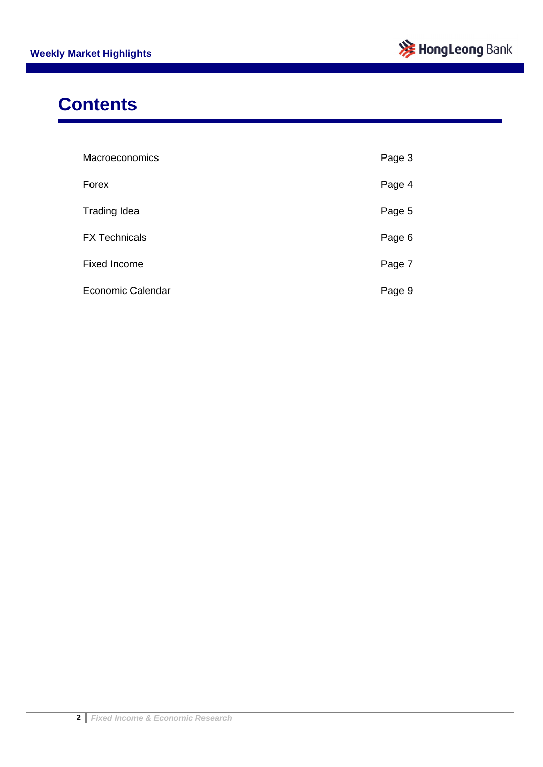# Contents

| | |
|---|---|
| Macroeconomics | Page 3 |
| Forex | Page 4 |
| Trading Idea | Page 5 |
| FX Technicals | Page 6 |
| Fixed Income | Page 7 |
| Economic Calendar | Page 9 |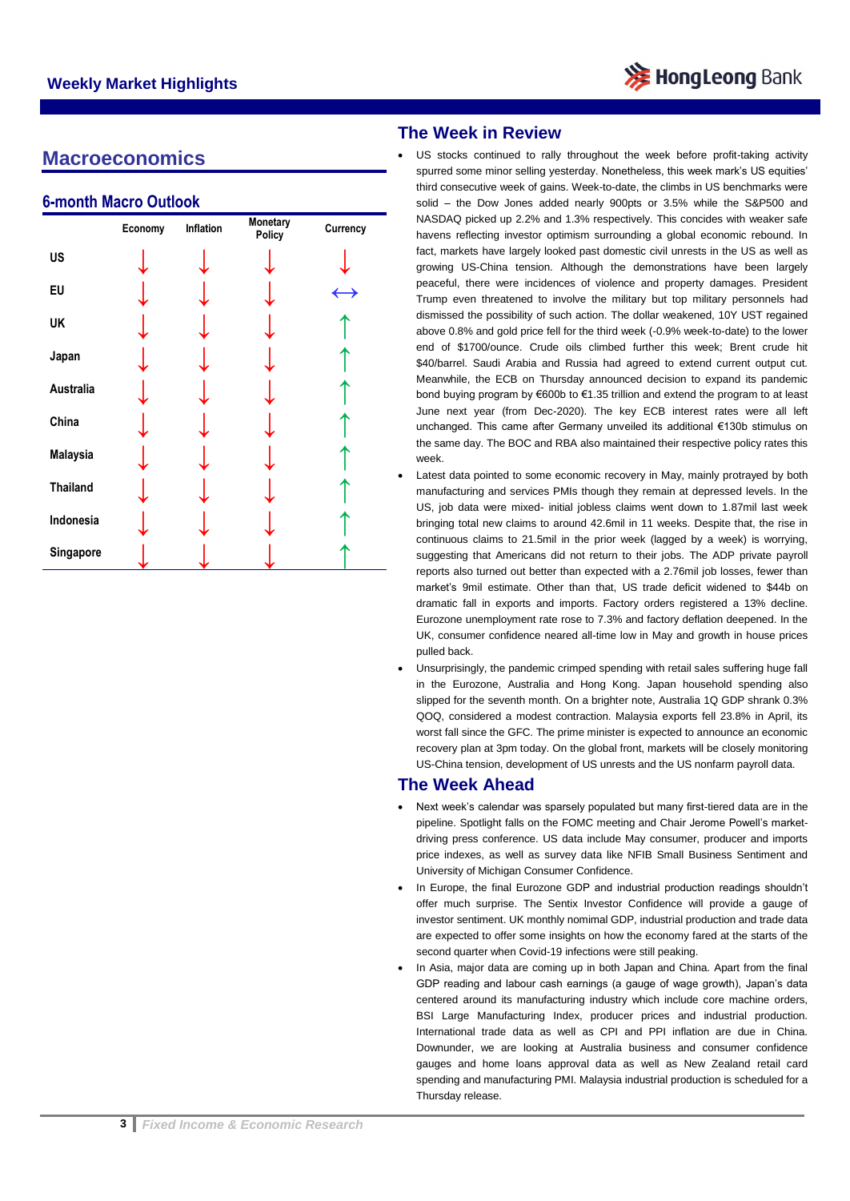## Macroeconomics

### 6-month Macro Outlook

| | Economy | Inflation | Monetary Policy | Currency |
|---|---|---|---|---|
| US | ↓ | ↓ | ↓ | ↓ |
| EU | ↓ | ↓ | ↓ | ↔ |
| UK | ↓ | ↓ | ↓ | ↑ |
| Japan | ↓ | ↓ | ↓ | ↑ |
| Australia | ↓ | ↓ | ↓ | ↑ |
| China | ↓ | ↓ | ↓ | ↑ |
| Malaysia | ↓ | ↓ | ↓ | ↑ |
| Thailand | ↓ | ↓ | ↓ | ↑ |
| Indonesia | ↓ | ↓ | ↓ | ↑ |
| Singapore | ↓ | ↓ | ↓ | ↑ |

## The Week in Review

- US stocks continued to rally throughout the week before profit-taking activity spurred some minor selling yesterday. Nonetheless, this week mark's US equities' third consecutive week of gains. Week-to-date, the climbs in US benchmarks were solid – the Dow Jones added nearly 900pts or 3.5% while the S&P500 and NASDAQ picked up 2.2% and 1.3% respectively. This concides with weaker safe havens reflecting investor optimism surrounding a global economic rebound. In fact, markets have largely looked past domestic civil unrests in the US as well as growing US-China tension. Although the demonstrations have been largely peaceful, there were incidences of violence and property damages. President Trump even threatened to involve the military but top military personnels had dismissed the possibility of such action. The dollar weakened, 10Y UST regained above 0.8% and gold price fell for the third week (-0.9% week-to-date) to the lower end of $1700/ounce. Crude oils climbed further this week; Brent crude hit $40/barrel. Saudi Arabia and Russia had agreed to extend current output cut. Meanwhile, the ECB on Thursday announced decision to expand its pandemic bond buying program by €600b to €1.35 trillion and extend the program to at least June next year (from Dec-2020). The key ECB interest rates were all left unchanged. This came after Germany unveiled its additional €130b stimulus on the same day. The BOC and RBA also maintained their respective policy rates this week.
- Latest data pointed to some economic recovery in May, mainly protrayed by both manufacturing and services PMIs though they remain at depressed levels. In the US, job data were mixed- initial jobless claims went down to 1.87mil last week bringing total new claims to around 42.6mil in 11 weeks. Despite that, the rise in continuous claims to 21.5mil in the prior week (lagged by a week) is worrying, suggesting that Americans did not return to their jobs. The ADP private payroll reports also turned out better than expected with a 2.76mil job losses, fewer than market's 9mil estimate. Other than that, US trade deficit widened to $44b on dramatic fall in exports and imports. Factory orders registered a 13% decline. Eurozone unemployment rate rose to 7.3% and factory deflation deepened. In the UK, consumer confidence neared all-time low in May and growth in house prices pulled back.
- Unsurprisingly, the pandemic crimped spending with retail sales suffering huge fall in the Eurozone, Australia and Hong Kong. Japan household spending also slipped for the seventh month. On a brighter note, Australia 1Q GDP shrank 0.3% QOQ, considered a modest contraction. Malaysia exports fell 23.8% in April, its worst fall since the GFC. The prime minister is expected to announce an economic recovery plan at 3pm today. On the global front, markets will be closely monitoring US-China tension, development of US unrests and the US nonfarm payroll data.

## The Week Ahead

- Next week's calendar was sparsely populated but many first-tiered data are in the pipeline. Spotlight falls on the FOMC meeting and Chair Jerome Powell's market-driving press conference. US data include May consumer, producer and imports price indexes, as well as survey data like NFIB Small Business Sentiment and University of Michigan Consumer Confidence.
- In Europe, the final Eurozone GDP and industrial production readings shouldn't offer much surprise. The Sentix Investor Confidence will provide a gauge of investor sentiment. UK monthly nominal GDP, industrial production and trade data are expected to offer some insights on how the economy fared at the starts of the second quarter when Covid-19 infections were still peaking.
- In Asia, major data are coming up in both Japan and China. Apart from the final GDP reading and labour cash earnings (a gauge of wage growth), Japan's data centered around its manufacturing industry which include core machine orders, BSI Large Manufacturing Index, producer prices and industrial production. International trade data as well as CPI and PPI inflation are due in China. Downunder, we are looking at Australia business and consumer confidence gauges and home loans approval data as well as New Zealand retail card spending and manufacturing PMI. Malaysia industrial production is scheduled for a Thursday release.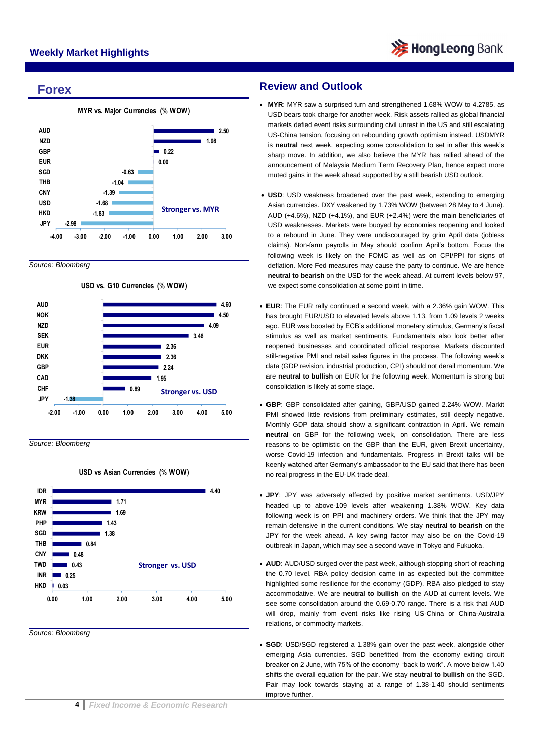## Forex

**MYR vs. Major Currencies (% WOW)**

| Currency | % WOW |
|---|---|
| AUD | 2.50 |
| NZD | 1.98 |
| GBP | 0.22 |
| EUR | 0.00 |
| SGD | -0.63 |
| THB | -1.04 |
| CNY | -1.39 |
| USD | -1.68 |
| HKD | -1.83 |
| JPY | -2.98 |

Stronger vs. MYR

*Source: Bloomberg*

**USD vs. G10 Currencies (% WOW)**

| Currency | % WOW |
|---|---|
| AUD | 4.60 |
| NOK | 4.50 |
| NZD | 4.09 |
| SEK | 3.46 |
| EUR | 2.36 |
| DKK | 2.36 |
| GBP | 2.24 |
| CAD | 1.95 |
| CHF | 0.89 |
| JPY | -1.38 |

Stronger vs. USD

*Source: Bloomberg*

**USD vs Asian Currencies (% WOW)**

| Currency | % WOW |
|---|---|
| IDR | 4.40 |
| MYR | 1.71 |
| KRW | 1.69 |
| PHP | 1.43 |
| SGD | 1.38 |
| THB | 0.84 |
| CNY | 0.48 |
| TWD | 0.43 |
| INR | 0.25 |
| HKD | 0.03 |

Stronger vs. USD

*Source: Bloomberg*

## Review and Outlook

- **MYR**: MYR saw a surprised turn and strengthened 1.68% WOW to 4.2785, as USD bears took charge for another week. Risk assets rallied as global financial markets defied event risks surrounding civil unrest in the US and still escalating US-China tension, focusing on rebounding growth optimism instead. USDMYR is **neutral** next week, expecting some consolidation to set in after this week's sharp move. In addition, we also believe the MYR has rallied ahead of the announcement of Malaysia Medium Term Recovery Plan, hence expect more muted gains in the week ahead supported by a still bearish USD outlook.

- **USD**: USD weakness broadened over the past week, extending to emerging Asian currencies. DXY weakened by 1.73% WOW (between 28 May to 4 June). AUD (+4.6%), NZD (+4.1%), and EUR (+2.4%) were the main beneficiaries of USD weaknesses. Markets were buoyed by economies reopening and looked to a rebound in June. They were undiscouraged by grim April data (jobless claims). Non-farm payrolls in May should confirm April's bottom. Focus the following week is likely on the FOMC as well as on CPI/PPI for signs of deflation. More Fed measures may cause the party to continue. We are hence **neutral to bearish** on the USD for the week ahead. At current levels below 97, we expect some consolidation at some point in time.

- **EUR**: The EUR rally continued a second week, with a 2.36% gain WOW. This has brought EUR/USD to elevated levels above 1.13, from 1.09 levels 2 weeks ago. EUR was boosted by ECB's additional monetary stimulus, Germany's fiscal stimulus as well as market sentiments. Fundamentals also look better after reopened businesses and coordinated official response. Markets discounted still-negative PMI and retail sales figures in the process. The following week's data (GDP revision, industrial production, CPI) should not derail momentum. We are **neutral to bullish** on EUR for the following week. Momentum is strong but consolidation is likely at some stage.

- **GBP**: GBP consolidated after gaining, GBP/USD gained 2.24% WOW. Markit PMI showed little revisions from preliminary estimates, still deeply negative. Monthly GDP data should show a significant contraction in April. We are **neutral** on GBP for the following week, on consolidation. There are less reasons to be optimistic on the GBP than the EUR, given Brexit uncertainty, worse Covid-19 infection and fundamentals. Progress in Brexit talks will be keenly watched after Germany's ambassador to the EU said that there has been no real progress in the EU-UK trade deal.

- **JPY**: JPY was adversely affected by positive market sentiments. USD/JPY headed up to above-109 levels after weakening 1.38% WOW. Key data following week is on PPI and machinery orders. We think that the JPY may remain defensive in the current conditions. We stay **neutral to bearish** on the JPY for the week ahead. A key swing factor may also be on the Covid-19 outbreak in Japan, which may see a second wave in Tokyo and Fukuoka.

- **AUD**: AUD/USD surged over the past week, although stopping short of reaching the 0.70 level. RBA policy decision came in as expected but the committee highlighted some resilience for the economy (GDP). RBA also pledged to stay accommodative. We are **neutral to bullish** on the AUD at current levels. We see some consolidation around the 0.69-0.70 range. There is a risk that AUD will drop, mainly from event risks like rising US-China or China-Australia relations, or commodity markets.

- **SGD**: USD/SGD registered a 1.38% gain over the past week, alongside other emerging Asia currencies. SGD benefitted from the economy exiting circuit breaker on 2 June, with 75% of the economy "back to work". A move below 1.40 shifts the overall equation for the pair. We stay **neutral to bullish** on the SGD. Pair may look towards staying at a range of 1.38-1.40 should sentiments improve further.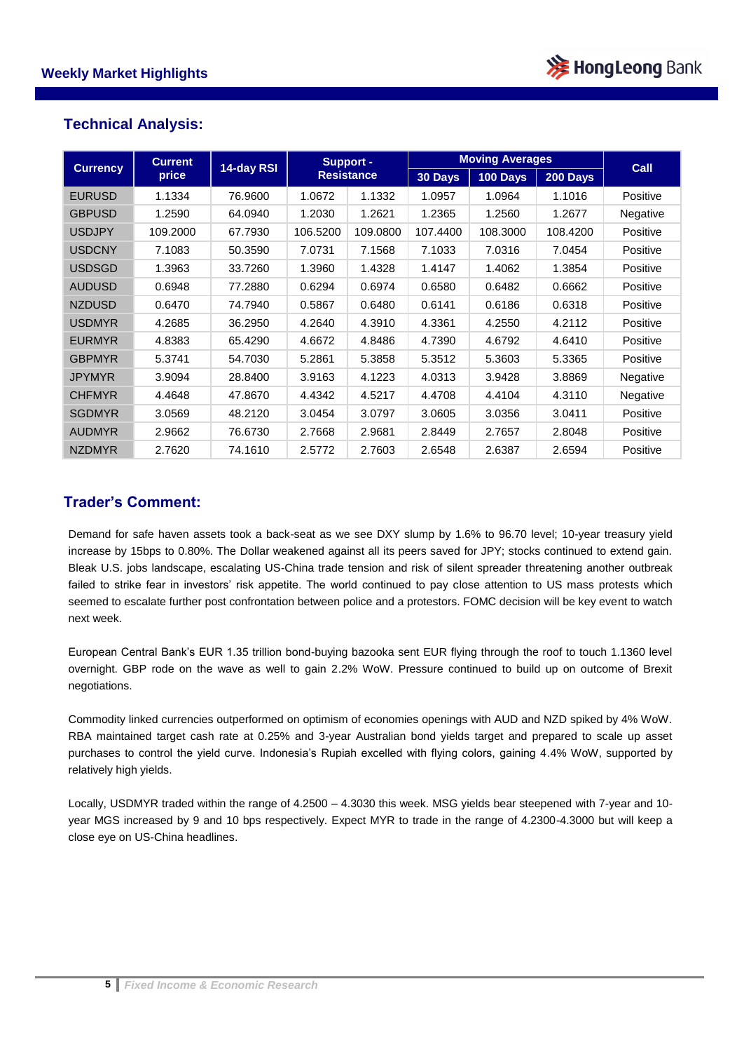## Technical Analysis:

| Currency | Current price | 14-day RSI | Support - Resistance | | Moving Averages | | | Call |
|---|---|---|---|---|---|---|---|---|
| | | | | | 30 Days | 100 Days | 200 Days | |
| EURUSD | 1.1334 | 76.9600 | 1.0672 | 1.1332 | 1.0957 | 1.0964 | 1.1016 | Positive |
| GBPUSD | 1.2590 | 64.0940 | 1.2030 | 1.2621 | 1.2365 | 1.2560 | 1.2677 | Negative |
| USDJPY | 109.2000 | 67.7930 | 106.5200 | 109.0800 | 107.4400 | 108.3000 | 108.4200 | Positive |
| USDCNY | 7.1083 | 50.3590 | 7.0731 | 7.1568 | 7.1033 | 7.0316 | 7.0454 | Positive |
| USDSGD | 1.3963 | 33.7260 | 1.3960 | 1.4328 | 1.4147 | 1.4062 | 1.3854 | Positive |
| AUDUSD | 0.6948 | 77.2880 | 0.6294 | 0.6974 | 0.6580 | 0.6482 | 0.6662 | Positive |
| NZDUSD | 0.6470 | 74.7940 | 0.5867 | 0.6480 | 0.6141 | 0.6186 | 0.6318 | Positive |
| USDMYR | 4.2685 | 36.2950 | 4.2640 | 4.3910 | 4.3361 | 4.2550 | 4.2112 | Positive |
| EURMYR | 4.8383 | 65.4290 | 4.6672 | 4.8486 | 4.7390 | 4.6792 | 4.6410 | Positive |
| GBPMYR | 5.3741 | 54.7030 | 5.2861 | 5.3858 | 5.3512 | 5.3603 | 5.3365 | Positive |
| JPYMYR | 3.9094 | 28.8400 | 3.9163 | 4.1223 | 4.0313 | 3.9428 | 3.8869 | Negative |
| CHFMYR | 4.4648 | 47.8670 | 4.4342 | 4.5217 | 4.4708 | 4.4104 | 4.3110 | Negative |
| SGDMYR | 3.0569 | 48.2120 | 3.0454 | 3.0797 | 3.0605 | 3.0356 | 3.0411 | Positive |
| AUDMYR | 2.9662 | 76.6730 | 2.7668 | 2.9681 | 2.8449 | 2.7657 | 2.8048 | Positive |
| NZDMYR | 2.7620 | 74.1610 | 2.5772 | 2.7603 | 2.6548 | 2.6387 | 2.6594 | Positive |

## Trader's Comment:

Demand for safe haven assets took a back-seat as we see DXY slump by 1.6% to 96.70 level; 10-year treasury yield increase by 15bps to 0.80%. The Dollar weakened against all its peers saved for JPY; stocks continued to extend gain. Bleak U.S. jobs landscape, escalating US-China trade tension and risk of silent spreader threatening another outbreak failed to strike fear in investors' risk appetite. The world continued to pay close attention to US mass protests which seemed to escalate further post confrontation between police and a protestors. FOMC decision will be key event to watch next week.

European Central Bank's EUR 1.35 trillion bond-buying bazooka sent EUR flying through the roof to touch 1.1360 level overnight. GBP rode on the wave as well to gain 2.2% WoW. Pressure continued to build up on outcome of Brexit negotiations.

Commodity linked currencies outperformed on optimism of economies openings with AUD and NZD spiked by 4% WoW. RBA maintained target cash rate at 0.25% and 3-year Australian bond yields target and prepared to scale up asset purchases to control the yield curve. Indonesia's Rupiah excelled with flying colors, gaining 4.4% WoW, supported by relatively high yields.

Locally, USDMYR traded within the range of 4.2500 – 4.3030 this week. MSG yields bear steepened with 7-year and 10-year MGS increased by 9 and 10 bps respectively. Expect MYR to trade in the range of 4.2300-4.3000 but will keep a close eye on US-China headlines.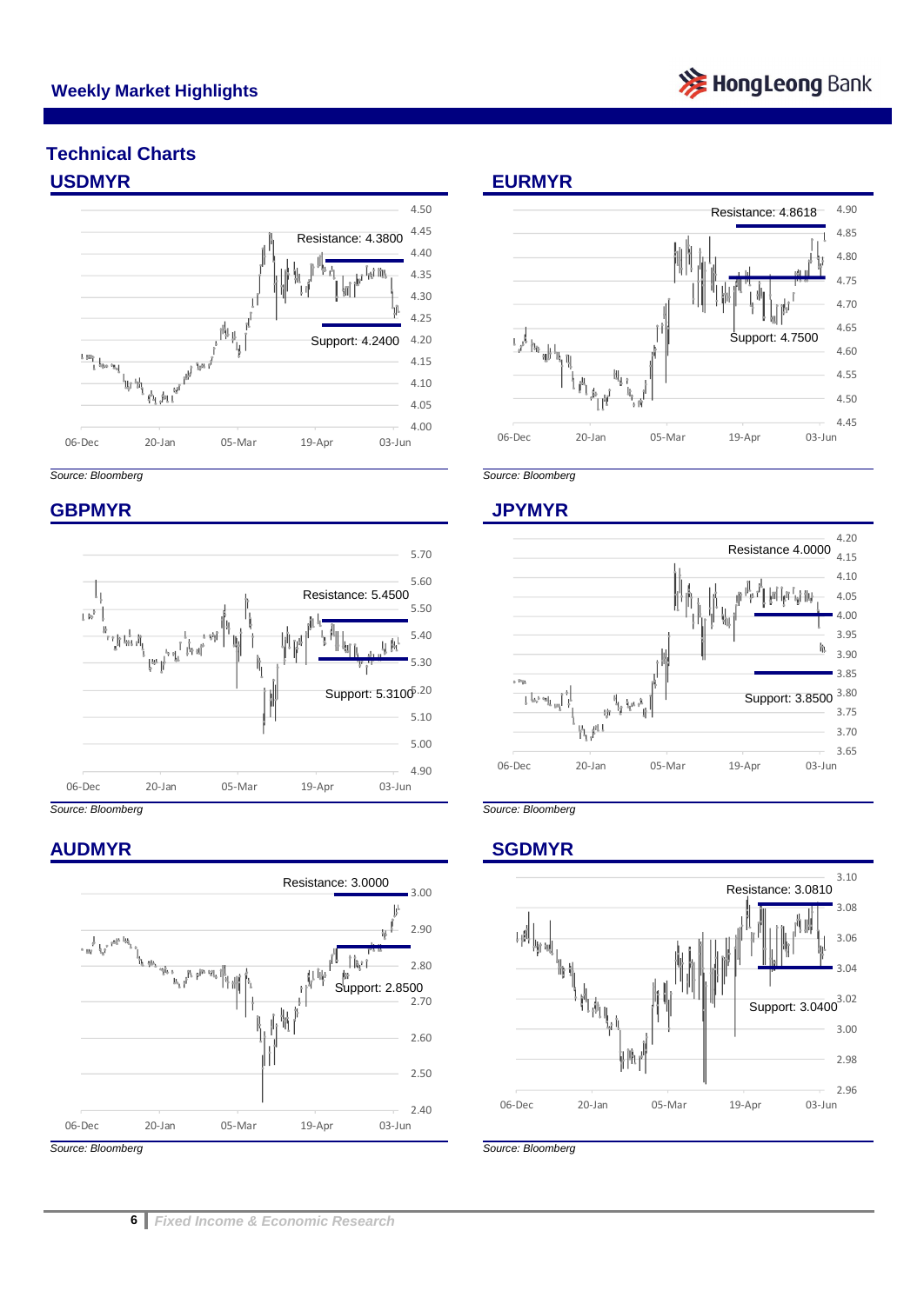## Technical Charts

### USDMYR

Resistance: 4.3800

Support: 4.2400

*Source: Bloomberg*

### EURMYR

Resistance: 4.8618

Support: 4.7500

*Source: Bloomberg*

### GBPMYR

Resistance: 5.4500

Support: 5.3100

*Source: Bloomberg*

### JPYMYR

Resistance 4.0000

Support: 3.8500

*Source: Bloomberg*

### AUDMYR

Resistance: 3.0000

Support: 2.8500

*Source: Bloomberg*

### SGDMYR

Resistance: 3.0810

Support: 3.0400

*Source: Bloomberg*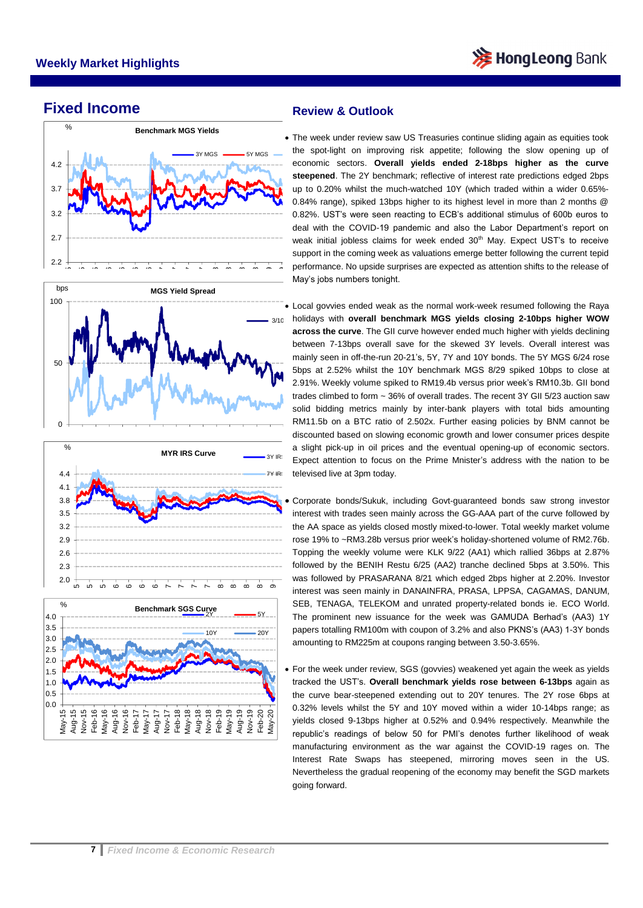# Fixed Income

## Review & Outlook

- The week under review saw US Treasuries continue sliding again as equities took the spot-light on improving risk appetite; following the slow opening up of economic sectors. **Overall yields ended 2-18bps higher as the curve steepened**. The 2Y benchmark; reflective of interest rate predictions edged 2bps up to 0.20% whilst the much-watched 10Y (which traded within a wider 0.65%-0.84% range), spiked 13bps higher to its highest level in more than 2 months @ 0.82%. UST's were seen reacting to ECB's additional stimulus of 600b euros to deal with the COVID-19 pandemic and also the Labor Department's report on weak initial jobless claims for week ended 30th May. Expect UST's to receive support in the coming week as valuations emerge better following the current tepid performance. No upside surprises are expected as attention shifts to the release of May's jobs numbers tonight.

- Local govvies ended weak as the normal work-week resumed following the Raya holidays with **overall benchmark MGS yields closing 2-10bps higher WOW across the curve**. The GII curve however ended much higher with yields declining between 7-13bps overall save for the skewed 3Y levels. Overall interest was mainly seen in off-the-run 20-21's, 5Y, 7Y and 10Y bonds. The 5Y MGS 6/24 rose 5bps at 2.52% whilst the 10Y benchmark MGS 8/29 spiked 10bps to close at 2.91%. Weekly volume spiked to RM19.4b versus prior week's RM10.3b. GII bond trades climbed to form ~ 36% of overall trades. The recent 3Y GII 5/23 auction saw solid bidding metrics mainly by inter-bank players with total bids amounting RM11.5b on a BTC ratio of 2.502x. Further easing policies by BNM cannot be discounted based on slowing economic growth and lower consumer prices despite a slight pick-up in oil prices and the eventual opening-up of economic sectors. Expect attention to focus on the Prime Mnister's address with the nation to be televised live at 3pm today.

- Corporate bonds/Sukuk, including Govt-guaranteed bonds saw strong investor interest with trades seen mainly across the GG-AAA part of the curve followed by the AA space as yields closed mostly mixed-to-lower. Total weekly market volume rose 19% to ~RM3.28b versus prior week's holiday-shortened volume of RM2.76b. Topping the weekly volume were KLK 9/22 (AA1) which rallied 36bps at 2.87% followed by the BENIH Restu 6/25 (AA2) tranche declined 5bps at 3.50%. This was followed by PRASARANA 8/21 which edged 2bps higher at 2.20%. Investor interest was seen mainly in DANAINFRA, PRASA, LPPSA, CAGAMAS, DANUM, SEB, TENAGA, TELEKOM and unrated property-related bonds ie. ECO World. The prominent new issuance for the week was GAMUDA Berhad's (AA3) 1Y papers totalling RM100m with coupon of 3.2% and also PKNS's (AA3) 1-3Y bonds amounting to RM225m at coupons ranging between 3.50-3.65%.

- For the week under review, SGS (govvies) weakened yet again the week as yields tracked the UST's. **Overall benchmark yields rose between 6-13bps** again as the curve bear-steepened extending out to 20Y tenures. The 2Y rose 6bps at 0.32% levels whilst the 5Y and 10Y moved within a wider 10-14bps range; as yields closed 9-13bps higher at 0.52% and 0.94% respectively. Meanwhile the republic's readings of below 50 for PMI's denotes further likelihood of weak manufacturing environment as the war against the COVID-19 rages on. The Interest Rate Swaps has steepened, mirroring moves seen in the US. Nevertheless the gradual reopening of the economy may benefit the SGD markets going forward.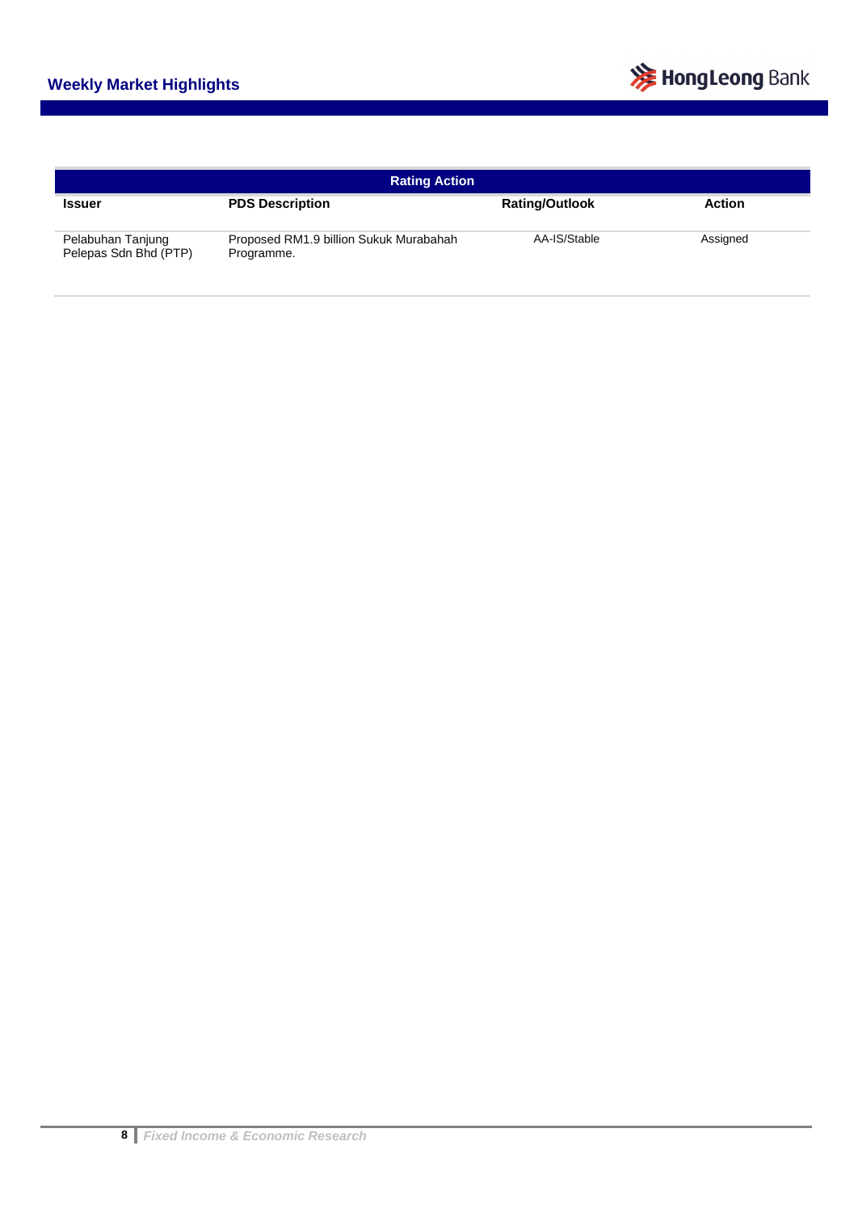| Rating Action | | | |
|---|---|---|---|
| **Issuer** | **PDS Description** | **Rating/Outlook** | **Action** |
| Pelabuhan Tanjung Pelepas Sdn Bhd (PTP) | Proposed RM1.9 billion Sukuk Murabahah Programme. | AA-IS/Stable | Assigned |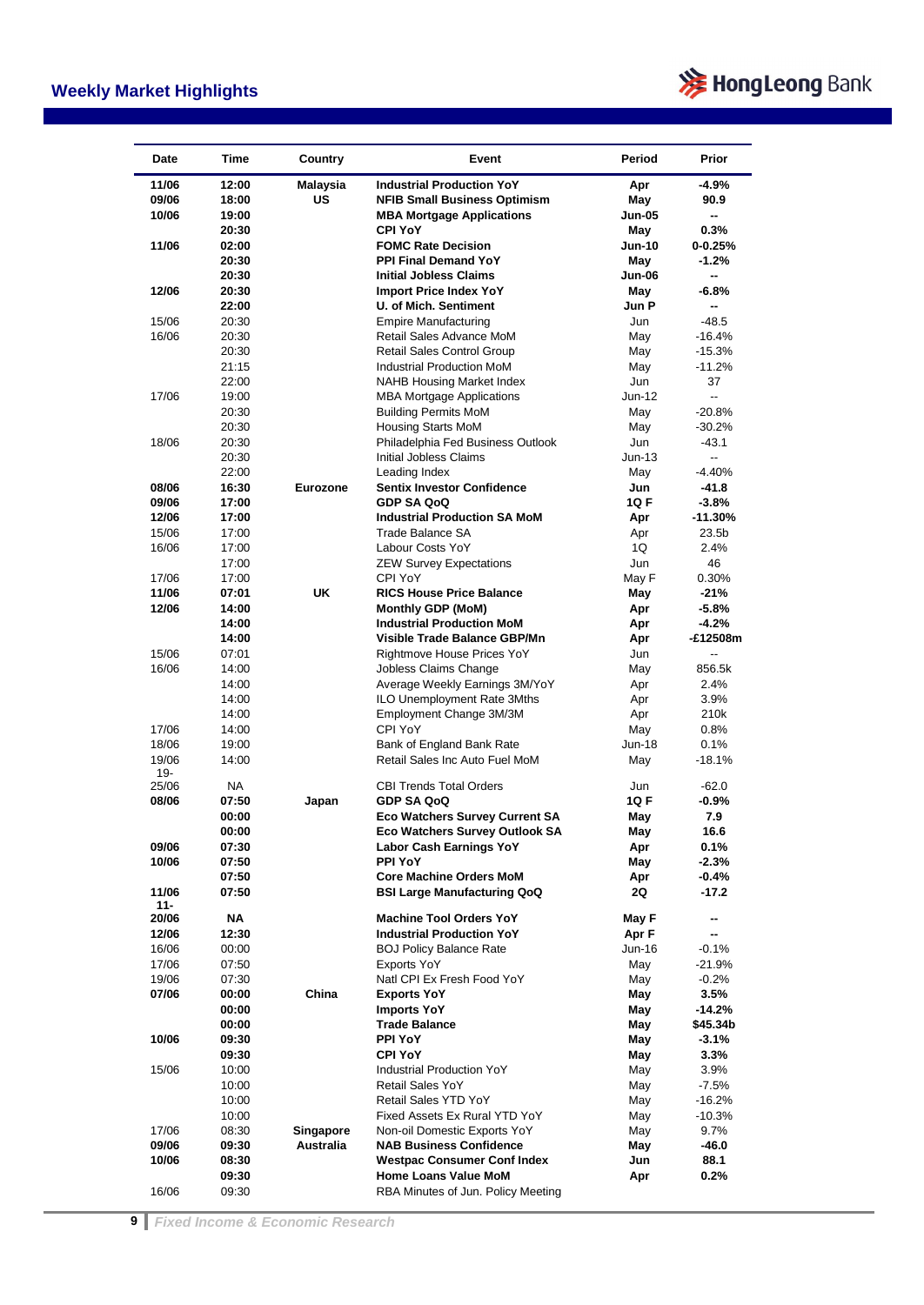| Date | Time | Country | Event | Period | Prior |
|---|---|---|---|---|---|
| **11/06** | **12:00** | **Malaysia** | **Industrial Production YoY** | **Apr** | **-4.9%** |
| **09/06** | **18:00** | **US** | **NFIB Small Business Optimism** | **May** | **90.9** |
| **10/06** | **19:00** | | **MBA Mortgage Applications** | **Jun-05** | **--** |
| | **20:30** | | **CPI YoY** | **May** | **0.3%** |
| **11/06** | **02:00** | | **FOMC Rate Decision** | **Jun-10** | **0-0.25%** |
| | **20:30** | | **PPI Final Demand YoY** | **May** | **-1.2%** |
| | **20:30** | | **Initial Jobless Claims** | **Jun-06** | **--** |
| **12/06** | **20:30** | | **Import Price Index YoY** | **May** | **-6.8%** |
| | **22:00** | | **U. of Mich. Sentiment** | **Jun P** | **--** |
| 15/06 | 20:30 | | Empire Manufacturing | Jun | -48.5 |
| 16/06 | 20:30 | | Retail Sales Advance MoM | May | -16.4% |
| | 20:30 | | Retail Sales Control Group | May | -15.3% |
| | 21:15 | | Industrial Production MoM | May | -11.2% |
| | 22:00 | | NAHB Housing Market Index | Jun | 37 |
| 17/06 | 19:00 | | MBA Mortgage Applications | Jun-12 | -- |
| | 20:30 | | Building Permits MoM | May | -20.8% |
| | 20:30 | | Housing Starts MoM | May | -30.2% |
| 18/06 | 20:30 | | Philadelphia Fed Business Outlook | Jun | -43.1 |
| | 20:30 | | Initial Jobless Claims | Jun-13 | -- |
| | 22:00 | | Leading Index | May | -4.40% |
| **08/06** | **16:30** | **Eurozone** | **Sentix Investor Confidence** | **Jun** | **-41.8** |
| **09/06** | **17:00** | | **GDP SA QoQ** | **1Q F** | **-3.8%** |
| **12/06** | **17:00** | | **Industrial Production SA MoM** | **Apr** | **-11.30%** |
| 15/06 | 17:00 | | Trade Balance SA | Apr | 23.5b |
| 16/06 | 17:00 | | Labour Costs YoY | 1Q | 2.4% |
| | 17:00 | | ZEW Survey Expectations | Jun | 46 |
| 17/06 | 17:00 | | CPI YoY | May F | 0.30% |
| **11/06** | **07:01** | **UK** | **RICS House Price Balance** | **May** | **-21%** |
| **12/06** | **14:00** | | **Monthly GDP (MoM)** | **Apr** | **-5.8%** |
| | **14:00** | | **Industrial Production MoM** | **Apr** | **-4.2%** |
| | **14:00** | | **Visible Trade Balance GBP/Mn** | **Apr** | **-£12508m** |
| 15/06 | 07:01 | | Rightmove House Prices YoY | Jun | -- |
| 16/06 | 14:00 | | Jobless Claims Change | May | 856.5k |
| | 14:00 | | Average Weekly Earnings 3M/YoY | Apr | 2.4% |
| | 14:00 | | ILO Unemployment Rate 3Mths | Apr | 3.9% |
| | 14:00 | | Employment Change 3M/3M | Apr | 210k |
| 17/06 | 14:00 | | CPI YoY | May | 0.8% |
| 18/06 | 19:00 | | Bank of England Bank Rate | Jun-18 | 0.1% |
| 19/06 | 14:00 | | Retail Sales Inc Auto Fuel MoM | May | -18.1% |
| 19-25/06 | NA | | CBI Trends Total Orders | Jun | -62.0 |
| **08/06** | **07:50** | **Japan** | **GDP SA QoQ** | **1Q F** | **-0.9%** |
| | **00:00** | | **Eco Watchers Survey Current SA** | **May** | **7.9** |
| | **00:00** | | **Eco Watchers Survey Outlook SA** | **May** | **16.6** |
| **09/06** | **07:30** | | **Labor Cash Earnings YoY** | **Apr** | **0.1%** |
| **10/06** | **07:50** | | **PPI YoY** | **May** | **-2.3%** |
| | **07:50** | | **Core Machine Orders MoM** | **Apr** | **-0.4%** |
| **11/06** | **07:50** | | **BSI Large Manufacturing QoQ** | **2Q** | **-17.2** |
| **11-20/06** | **NA** | | **Machine Tool Orders YoY** | **May F** | **--** |
| **12/06** | **12:30** | | **Industrial Production YoY** | **Apr F** | **--** |
| 16/06 | 00:00 | | BOJ Policy Balance Rate | Jun-16 | -0.1% |
| 17/06 | 07:50 | | Exports YoY | May | -21.9% |
| 19/06 | 07:30 | | Natl CPI Ex Fresh Food YoY | May | -0.2% |
| **07/06** | **00:00** | **China** | **Exports YoY** | **May** | **3.5%** |
| | **00:00** | | **Imports YoY** | **May** | **-14.2%** |
| | **00:00** | | **Trade Balance** | **May** | **$45.34b** |
| **10/06** | **09:30** | | **PPI YoY** | **May** | **-3.1%** |
| | **09:30** | | **CPI YoY** | **May** | **3.3%** |
| 15/06 | 10:00 | | Industrial Production YoY | May | 3.9% |
| | 10:00 | | Retail Sales YoY | May | -7.5% |
| | 10:00 | | Retail Sales YTD YoY | May | -16.2% |
| | 10:00 | | Fixed Assets Ex Rural YTD YoY | May | -10.3% |
| 17/06 | 08:30 | **Singapore** | Non-oil Domestic Exports YoY | May | 9.7% |
| **09/06** | **09:30** | **Australia** | **NAB Business Confidence** | **May** | **-46.0** |
| **10/06** | **08:30** | | **Westpac Consumer Conf Index** | **Jun** | **88.1** |
| | **09:30** | | **Home Loans Value MoM** | **Apr** | **0.2%** |
| 16/06 | 09:30 | | RBA Minutes of Jun. Policy Meeting | | |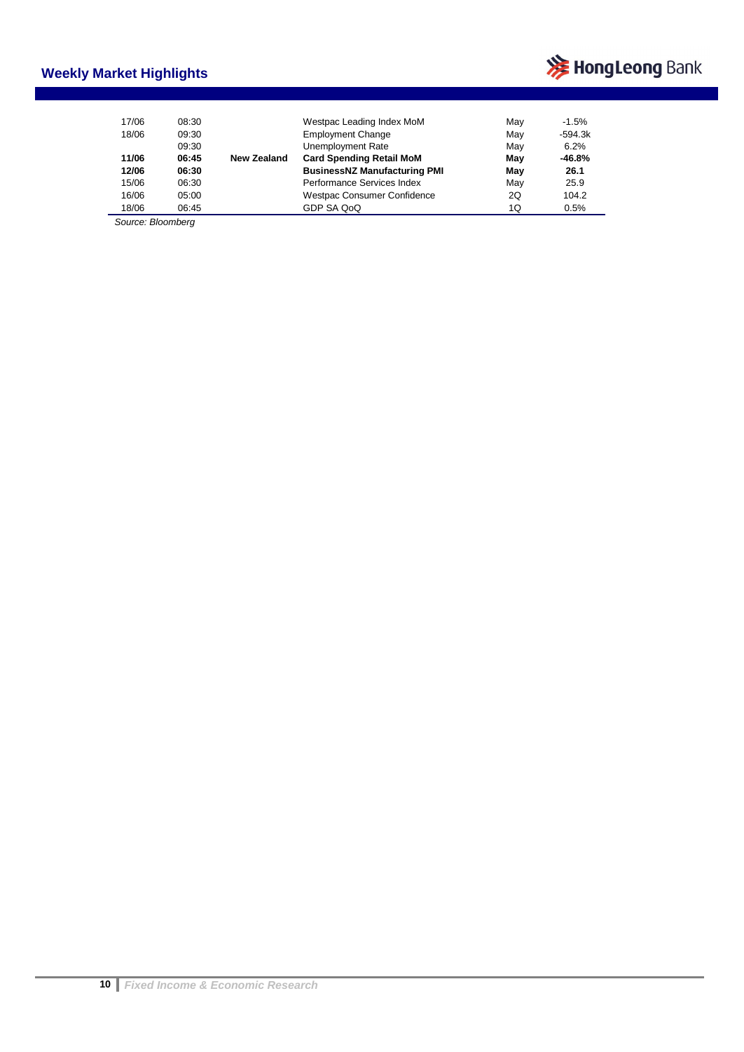| | | | | | |
|---|---|---|---|---|---|
| 17/06 | 08:30 | | Westpac Leading Index MoM | May | -1.5% |
| 18/06 | 09:30 | | Employment Change | May | -594.3k |
| | 09:30 | | Unemployment Rate | May | 6.2% |
| **11/06** | **06:45** | **New Zealand** | **Card Spending Retail MoM** | **May** | **-46.8%** |
| **12/06** | **06:30** | | **BusinessNZ Manufacturing PMI** | **May** | **26.1** |
| 15/06 | 06:30 | | Performance Services Index | May | 25.9 |
| 16/06 | 05:00 | | Westpac Consumer Confidence | 2Q | 104.2 |
| 18/06 | 06:45 | | GDP SA QoQ | 1Q | 0.5% |

*Source: Bloomberg*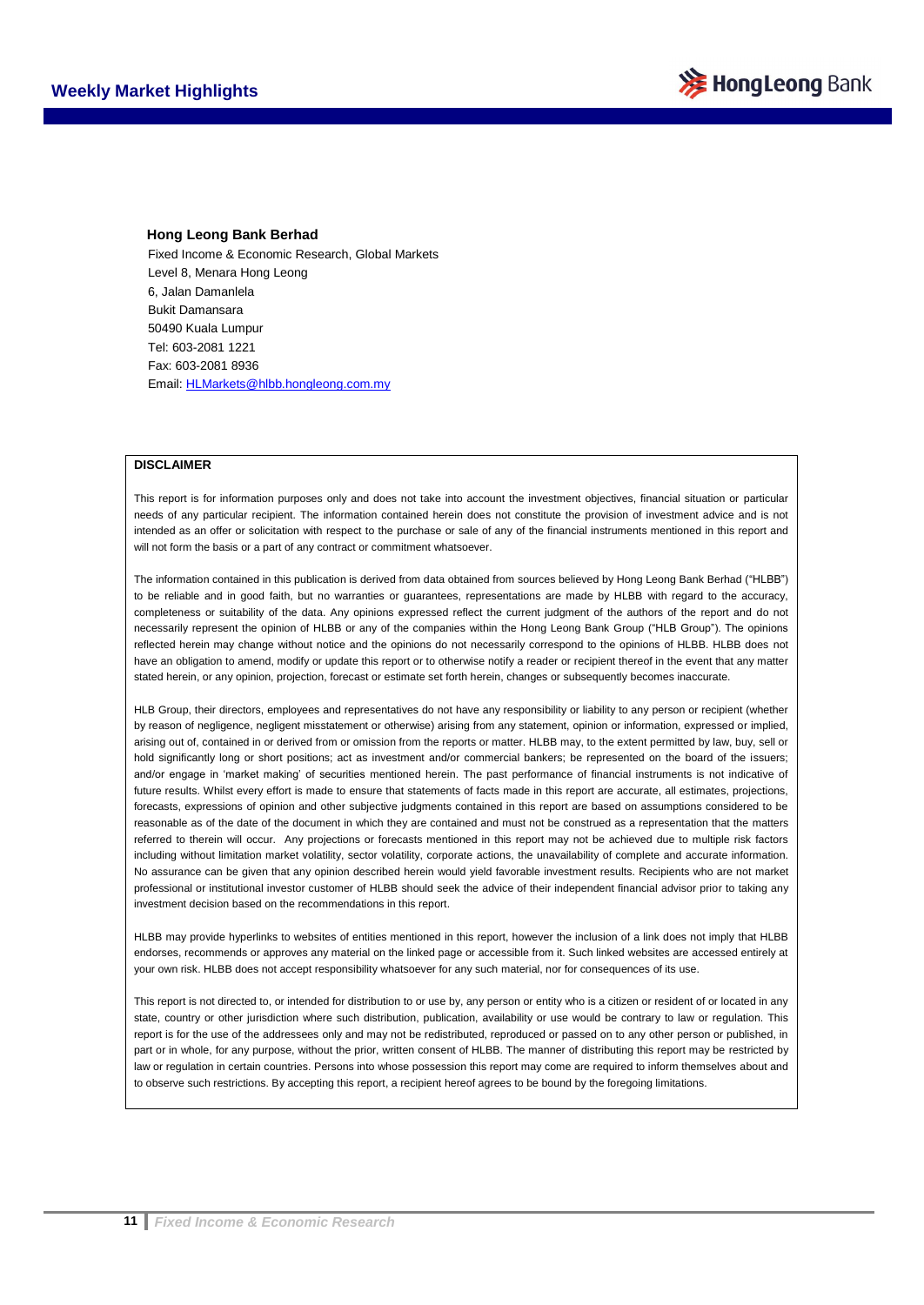**Hong Leong Bank Berhad**

Fixed Income & Economic Research, Global Markets
Level 8, Menara Hong Leong
6, Jalan Damanlela
Bukit Damansara
50490 Kuala Lumpur
Tel: 603-2081 1221
Fax: 603-2081 8936
Email: HLMarkets@hlbb.hongleong.com.my

**DISCLAIMER**

This report is for information purposes only and does not take into account the investment objectives, financial situation or particular needs of any particular recipient. The information contained herein does not constitute the provision of investment advice and is not intended as an offer or solicitation with respect to the purchase or sale of any of the financial instruments mentioned in this report and will not form the basis or a part of any contract or commitment whatsoever.

The information contained in this publication is derived from data obtained from sources believed by Hong Leong Bank Berhad ("HLBB") to be reliable and in good faith, but no warranties or guarantees, representations are made by HLBB with regard to the accuracy, completeness or suitability of the data. Any opinions expressed reflect the current judgment of the authors of the report and do not necessarily represent the opinion of HLBB or any of the companies within the Hong Leong Bank Group ("HLB Group"). The opinions reflected herein may change without notice and the opinions do not necessarily correspond to the opinions of HLBB. HLBB does not have an obligation to amend, modify or update this report or to otherwise notify a reader or recipient thereof in the event that any matter stated herein, or any opinion, projection, forecast or estimate set forth herein, changes or subsequently becomes inaccurate.

HLB Group, their directors, employees and representatives do not have any responsibility or liability to any person or recipient (whether by reason of negligence, negligent misstatement or otherwise) arising from any statement, opinion or information, expressed or implied, arising out of, contained in or derived from or omission from the reports or matter. HLBB may, to the extent permitted by law, buy, sell or hold significantly long or short positions; act as investment and/or commercial bankers; be represented on the board of the issuers; and/or engage in 'market making' of securities mentioned herein. The past performance of financial instruments is not indicative of future results. Whilst every effort is made to ensure that statements of facts made in this report are accurate, all estimates, projections, forecasts, expressions of opinion and other subjective judgments contained in this report are based on assumptions considered to be reasonable as of the date of the document in which they are contained and must not be construed as a representation that the matters referred to therein will occur. Any projections or forecasts mentioned in this report may not be achieved due to multiple risk factors including without limitation market volatility, sector volatility, corporate actions, the unavailability of complete and accurate information. No assurance can be given that any opinion described herein would yield favorable investment results. Recipients who are not market professional or institutional investor customer of HLBB should seek the advice of their independent financial advisor prior to taking any investment decision based on the recommendations in this report.

HLBB may provide hyperlinks to websites of entities mentioned in this report, however the inclusion of a link does not imply that HLBB endorses, recommends or approves any material on the linked page or accessible from it. Such linked websites are accessed entirely at your own risk. HLBB does not accept responsibility whatsoever for any such material, nor for consequences of its use.

This report is not directed to, or intended for distribution to or use by, any person or entity who is a citizen or resident of or located in any state, country or other jurisdiction where such distribution, publication, availability or use would be contrary to law or regulation. This report is for the use of the addressees only and may not be redistributed, reproduced or passed on to any other person or published, in part or in whole, for any purpose, without the prior, written consent of HLBB. The manner of distributing this report may be restricted by law or regulation in certain countries. Persons into whose possession this report may come are required to inform themselves about and to observe such restrictions. By accepting this report, a recipient hereof agrees to be bound by the foregoing limitations.